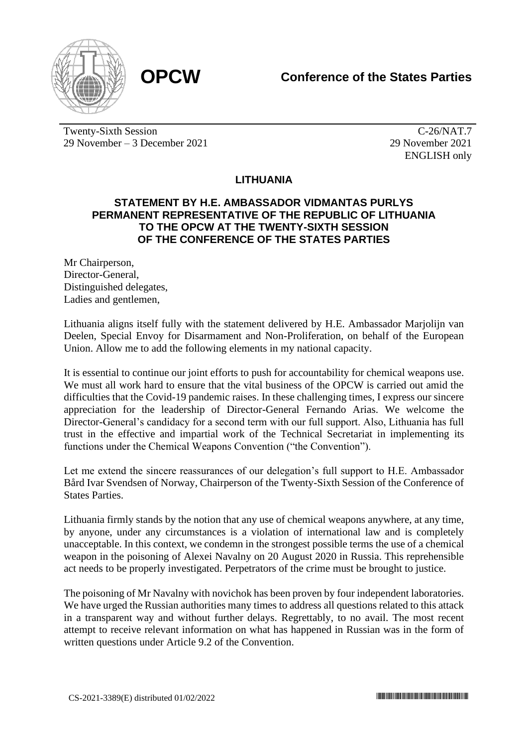**OPCW** 

**Conference of the States Parties**

Twenty-Sixth Session
29 November – 3 December 2021

C-26/NAT.7
29 November 2021
ENGLISH only

## LITHUANIA

### STATEMENT BY H.E. AMBASSADOR VIDMANTAS PURLYS PERMANENT REPRESENTATIVE OF THE REPUBLIC OF LITHUANIA TO THE OPCW AT THE TWENTY-SIXTH SESSION OF THE CONFERENCE OF THE STATES PARTIES

Mr Chairperson,
Director-General,
Distinguished delegates,
Ladies and gentlemen,

Lithuania aligns itself fully with the statement delivered by H.E. Ambassador Marjolijn van Deelen, Special Envoy for Disarmament and Non-Proliferation, on behalf of the European Union. Allow me to add the following elements in my national capacity.

It is essential to continue our joint efforts to push for accountability for chemical weapons use. We must all work hard to ensure that the vital business of the OPCW is carried out amid the difficulties that the Covid-19 pandemic raises. In these challenging times, I express our sincere appreciation for the leadership of Director-General Fernando Arias. We welcome the Director-General's candidacy for a second term with our full support. Also, Lithuania has full trust in the effective and impartial work of the Technical Secretariat in implementing its functions under the Chemical Weapons Convention ("the Convention").

Let me extend the sincere reassurances of our delegation's full support to H.E. Ambassador Bård Ivar Svendsen of Norway, Chairperson of the Twenty-Sixth Session of the Conference of States Parties.

Lithuania firmly stands by the notion that any use of chemical weapons anywhere, at any time, by anyone, under any circumstances is a violation of international law and is completely unacceptable. In this context, we condemn in the strongest possible terms the use of a chemical weapon in the poisoning of Alexei Navalny on 20 August 2020 in Russia. This reprehensible act needs to be properly investigated. Perpetrators of the crime must be brought to justice.

The poisoning of Mr Navalny with novichok has been proven by four independent laboratories. We have urged the Russian authorities many times to address all questions related to this attack in a transparent way and without further delays. Regrettably, to no avail. The most recent attempt to receive relevant information on what has happened in Russian was in the form of written questions under Article 9.2 of the Convention.

CS-2021-3389(E) distributed 01/02/2022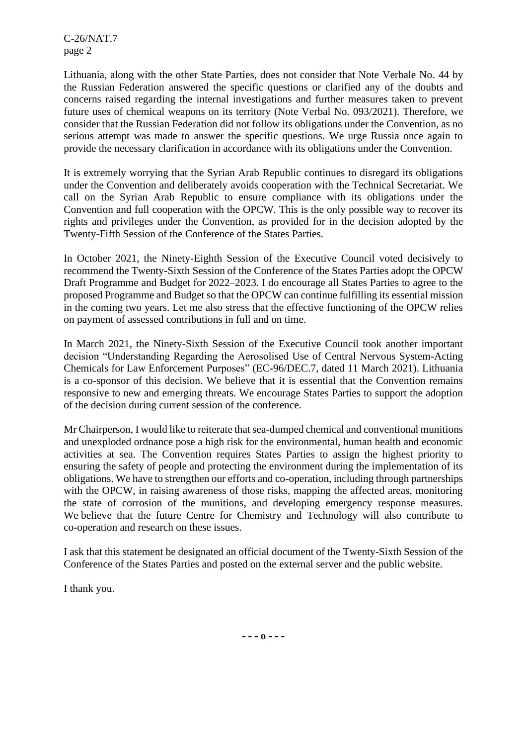Lithuania, along with the other State Parties, does not consider that Note Verbale No. 44 by the Russian Federation answered the specific questions or clarified any of the doubts and concerns raised regarding the internal investigations and further measures taken to prevent future uses of chemical weapons on its territory (Note Verbal No. 093/2021). Therefore, we consider that the Russian Federation did not follow its obligations under the Convention, as no serious attempt was made to answer the specific questions. We urge Russia once again to provide the necessary clarification in accordance with its obligations under the Convention.

It is extremely worrying that the Syrian Arab Republic continues to disregard its obligations under the Convention and deliberately avoids cooperation with the Technical Secretariat. We call on the Syrian Arab Republic to ensure compliance with its obligations under the Convention and full cooperation with the OPCW. This is the only possible way to recover its rights and privileges under the Convention, as provided for in the decision adopted by the Twenty-Fifth Session of the Conference of the States Parties.

In October 2021, the Ninety-Eighth Session of the Executive Council voted decisively to recommend the Twenty-Sixth Session of the Conference of the States Parties adopt the OPCW Draft Programme and Budget for 2022–2023. I do encourage all States Parties to agree to the proposed Programme and Budget so that the OPCW can continue fulfilling its essential mission in the coming two years. Let me also stress that the effective functioning of the OPCW relies on payment of assessed contributions in full and on time.

In March 2021, the Ninety-Sixth Session of the Executive Council took another important decision "Understanding Regarding the Aerosolised Use of Central Nervous System-Acting Chemicals for Law Enforcement Purposes" (EC-96/DEC.7, dated 11 March 2021). Lithuania is a co-sponsor of this decision. We believe that it is essential that the Convention remains responsive to new and emerging threats. We encourage States Parties to support the adoption of the decision during current session of the conference.

Mr Chairperson, I would like to reiterate that sea-dumped chemical and conventional munitions and unexploded ordnance pose a high risk for the environmental, human health and economic activities at sea. The Convention requires States Parties to assign the highest priority to ensuring the safety of people and protecting the environment during the implementation of its obligations. We have to strengthen our efforts and co-operation, including through partnerships with the OPCW, in raising awareness of those risks, mapping the affected areas, monitoring the state of corrosion of the munitions, and developing emergency response measures. We believe that the future Centre for Chemistry and Technology will also contribute to co-operation and research on these issues.

I ask that this statement be designated an official document of the Twenty-Sixth Session of the Conference of the States Parties and posted on the external server and the public website.

I thank you.

- - - o - - -